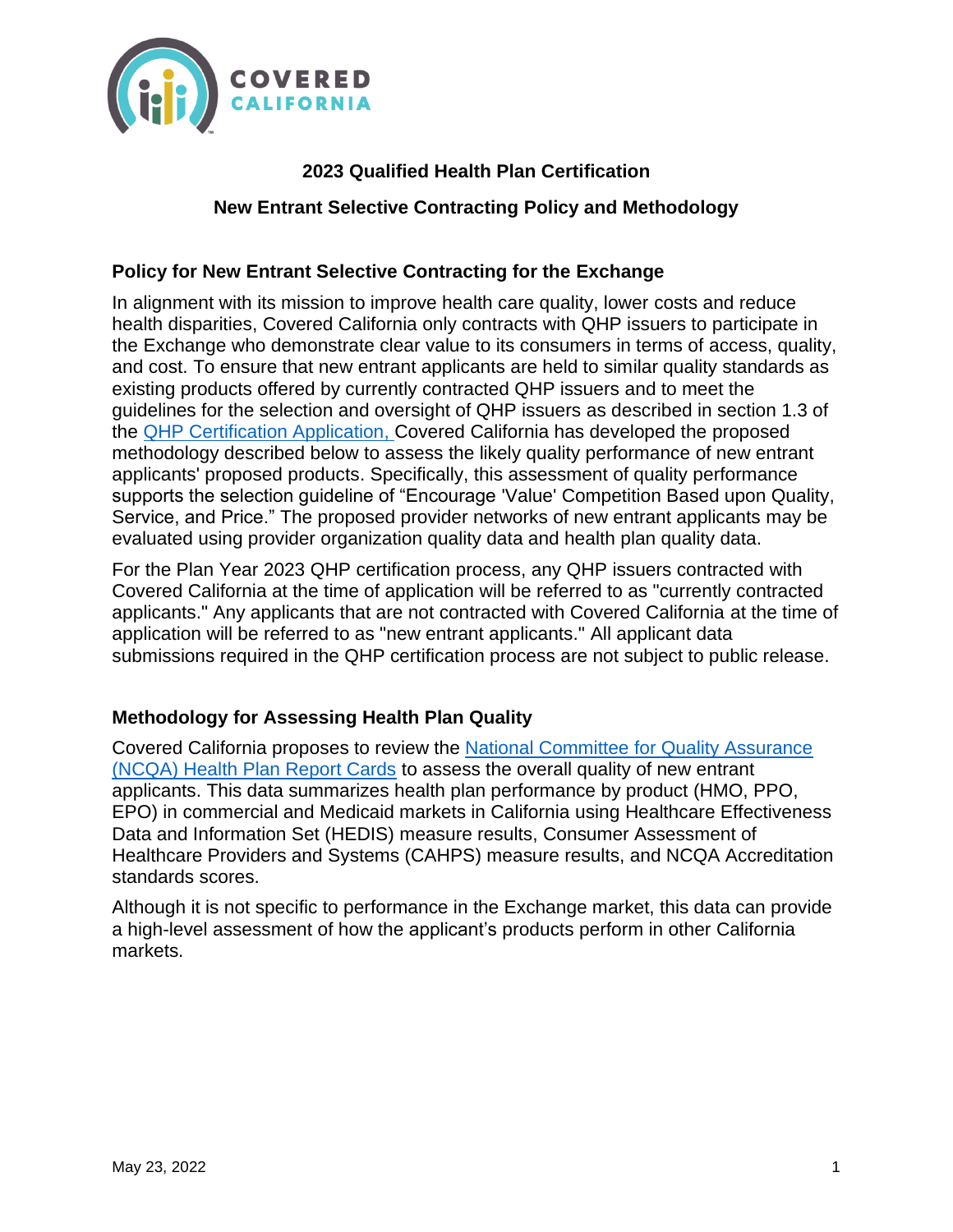# 2023 Qualified Health Plan Certification

## New Entrant Selective Contracting Policy and Methodology

### Policy for New Entrant Selective Contracting for the Exchange

In alignment with its mission to improve health care quality, lower costs and reduce health disparities, Covered California only contracts with QHP issuers to participate in the Exchange who demonstrate clear value to its consumers in terms of access, quality, and cost. To ensure that new entrant applicants are held to similar quality standards as existing products offered by currently contracted QHP issuers and to meet the guidelines for the selection and oversight of QHP issuers as described in section 1.3 of the QHP Certification Application, Covered California has developed the proposed methodology described below to assess the likely quality performance of new entrant applicants' proposed products. Specifically, this assessment of quality performance supports the selection guideline of "Encourage 'Value' Competition Based upon Quality, Service, and Price." The proposed provider networks of new entrant applicants may be evaluated using provider organization quality data and health plan quality data.

For the Plan Year 2023 QHP certification process, any QHP issuers contracted with Covered California at the time of application will be referred to as "currently contracted applicants." Any applicants that are not contracted with Covered California at the time of application will be referred to as "new entrant applicants." All applicant data submissions required in the QHP certification process are not subject to public release.

### Methodology for Assessing Health Plan Quality

Covered California proposes to review the National Committee for Quality Assurance (NCQA) Health Plan Report Cards to assess the overall quality of new entrant applicants. This data summarizes health plan performance by product (HMO, PPO, EPO) in commercial and Medicaid markets in California using Healthcare Effectiveness Data and Information Set (HEDIS) measure results, Consumer Assessment of Healthcare Providers and Systems (CAHPS) measure results, and NCQA Accreditation standards scores.

Although it is not specific to performance in the Exchange market, this data can provide a high-level assessment of how the applicant's products perform in other California markets.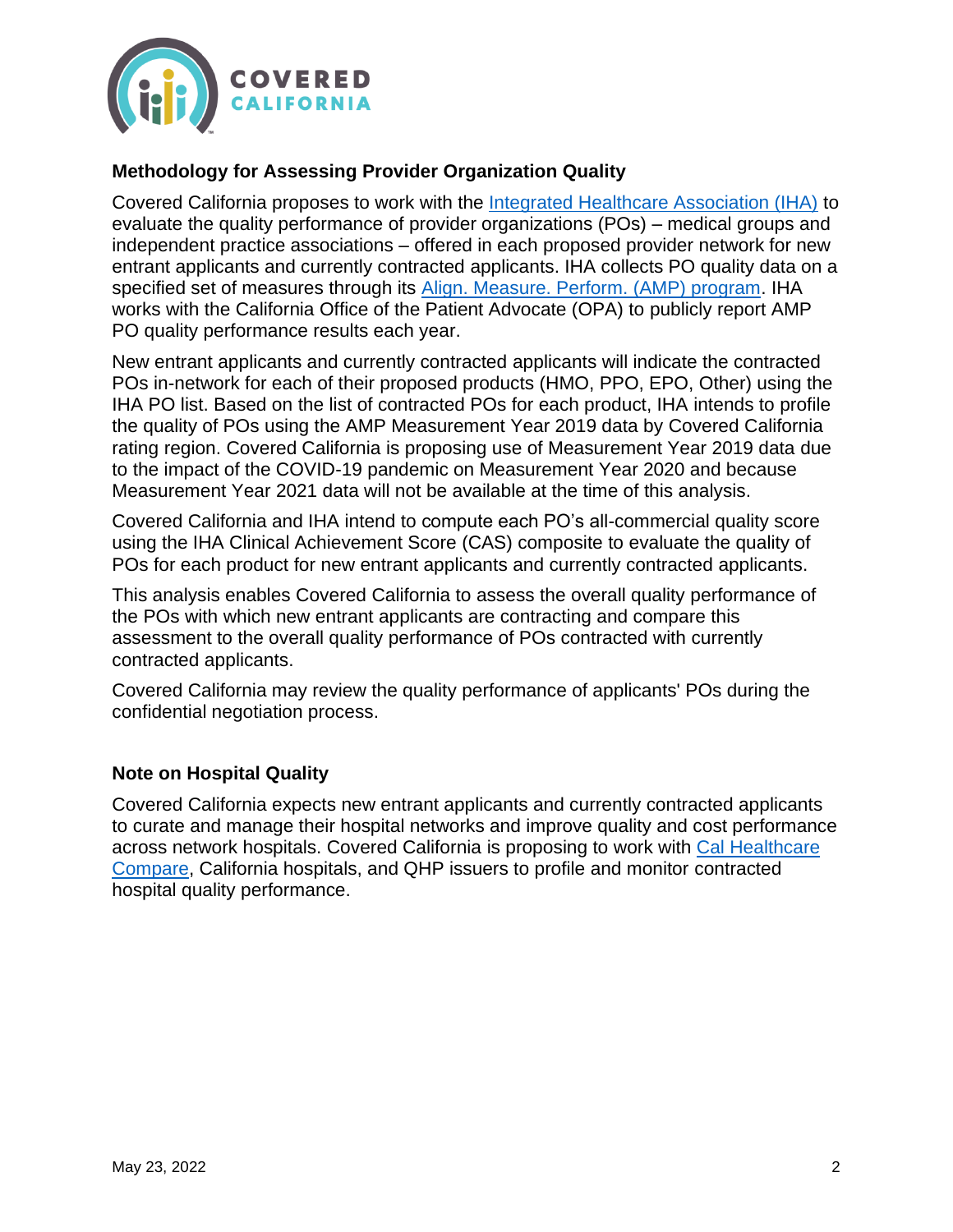## Methodology for Assessing Provider Organization Quality

Covered California proposes to work with the Integrated Healthcare Association (IHA) to evaluate the quality performance of provider organizations (POs) – medical groups and independent practice associations – offered in each proposed provider network for new entrant applicants and currently contracted applicants. IHA collects PO quality data on a specified set of measures through its Align. Measure. Perform. (AMP) program. IHA works with the California Office of the Patient Advocate (OPA) to publicly report AMP PO quality performance results each year.

New entrant applicants and currently contracted applicants will indicate the contracted POs in-network for each of their proposed products (HMO, PPO, EPO, Other) using the IHA PO list. Based on the list of contracted POs for each product, IHA intends to profile the quality of POs using the AMP Measurement Year 2019 data by Covered California rating region. Covered California is proposing use of Measurement Year 2019 data due to the impact of the COVID-19 pandemic on Measurement Year 2020 and because Measurement Year 2021 data will not be available at the time of this analysis.

Covered California and IHA intend to compute each PO's all-commercial quality score using the IHA Clinical Achievement Score (CAS) composite to evaluate the quality of POs for each product for new entrant applicants and currently contracted applicants.

This analysis enables Covered California to assess the overall quality performance of the POs with which new entrant applicants are contracting and compare this assessment to the overall quality performance of POs contracted with currently contracted applicants.

Covered California may review the quality performance of applicants' POs during the confidential negotiation process.

## Note on Hospital Quality

Covered California expects new entrant applicants and currently contracted applicants to curate and manage their hospital networks and improve quality and cost performance across network hospitals. Covered California is proposing to work with Cal Healthcare Compare, California hospitals, and QHP issuers to profile and monitor contracted hospital quality performance.